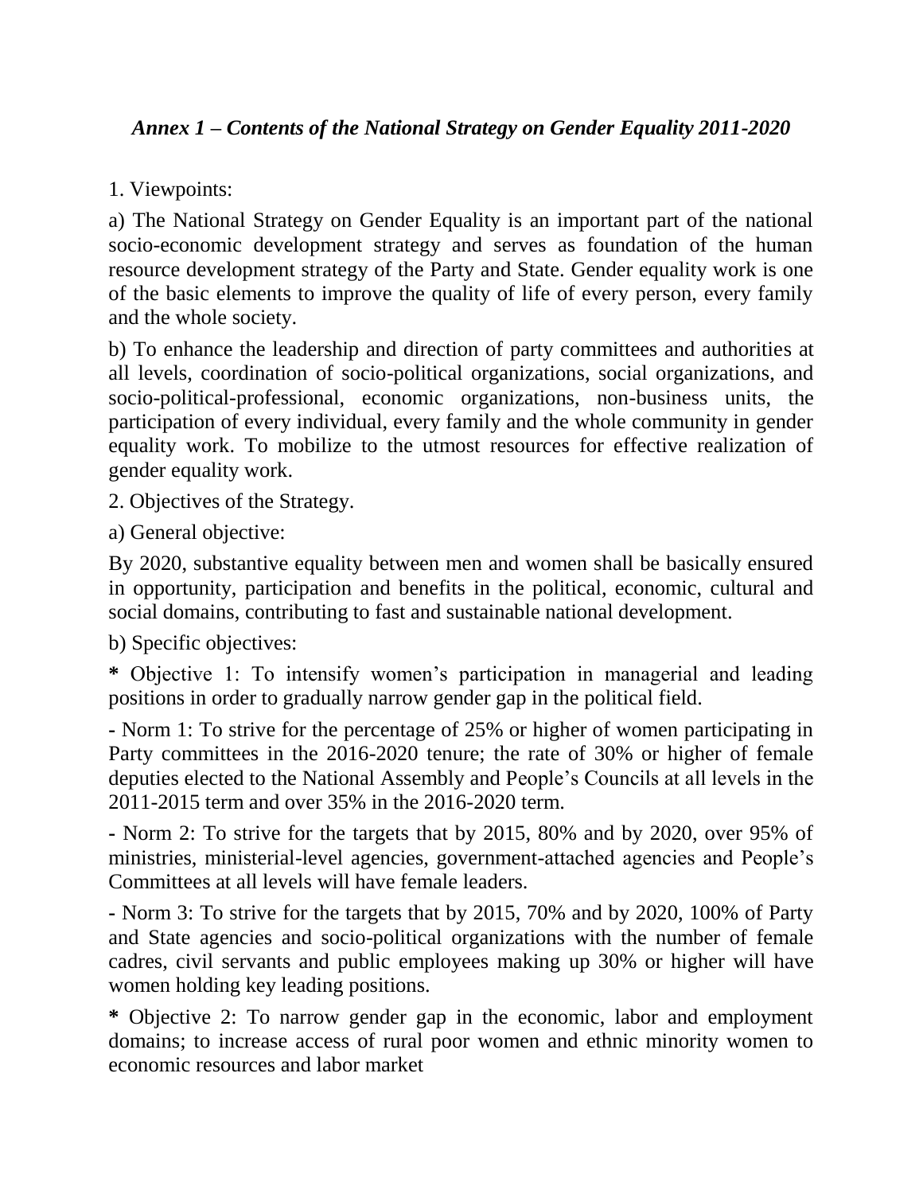## *Annex 1 – Contents of the National Strategy on Gender Equality 2011-2020*

1. Viewpoints:

a) The National Strategy on Gender Equality is an important part of the national socio-economic development strategy and serves as foundation of the human resource development strategy of the Party and State. Gender equality work is one of the basic elements to improve the quality of life of every person, every family and the whole society.

b) To enhance the leadership and direction of party committees and authorities at all levels, coordination of socio-political organizations, social organizations, and socio-political-professional, economic organizations, non-business units, the participation of every individual, every family and the whole community in gender equality work. To mobilize to the utmost resources for effective realization of gender equality work.

2. Objectives of the Strategy.

a) General objective:

By 2020, substantive equality between men and women shall be basically ensured in opportunity, participation and benefits in the political, economic, cultural and social domains, contributing to fast and sustainable national development.

b) Specific objectives:

**\*** Objective 1: To intensify women's participation in managerial and leading positions in order to gradually narrow gender gap in the political field.

- Norm 1: To strive for the percentage of 25% or higher of women participating in Party committees in the 2016-2020 tenure; the rate of 30% or higher of female deputies elected to the National Assembly and People's Councils at all levels in the 2011-2015 term and over 35% in the 2016-2020 term.

- Norm 2: To strive for the targets that by 2015, 80% and by 2020, over 95% of ministries, ministerial-level agencies, government-attached agencies and People's Committees at all levels will have female leaders.

- Norm 3: To strive for the targets that by 2015, 70% and by 2020, 100% of Party and State agencies and socio-political organizations with the number of female cadres, civil servants and public employees making up 30% or higher will have women holding key leading positions.

**\*** Objective 2: To narrow gender gap in the economic, labor and employment domains; to increase access of rural poor women and ethnic minority women to economic resources and labor market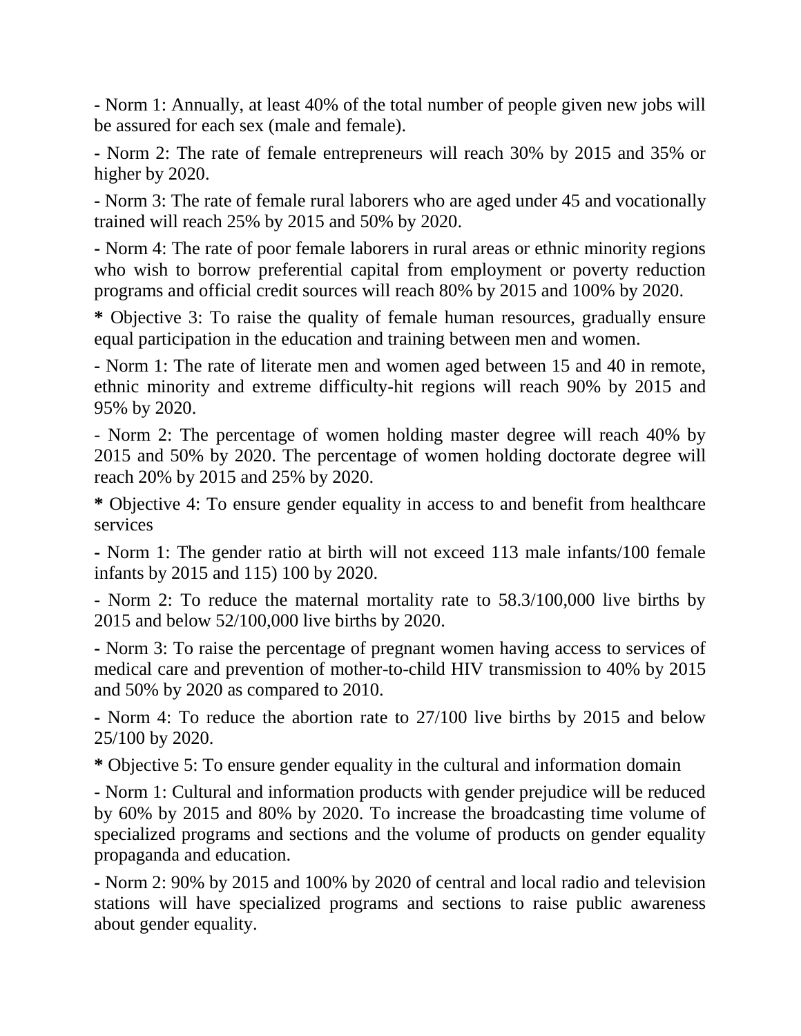- Norm 1: Annually, at least 40% of the total number of people given new jobs will be assured for each sex (male and female).

- Norm 2: The rate of female entrepreneurs will reach 30% by 2015 and 35% or higher by 2020.

- Norm 3: The rate of female rural laborers who are aged under 45 and vocationally trained will reach 25% by 2015 and 50% by 2020.

- Norm 4: The rate of poor female laborers in rural areas or ethnic minority regions who wish to borrow preferential capital from employment or poverty reduction programs and official credit sources will reach 80% by 2015 and 100% by 2020.

**\*** Objective 3: To raise the quality of female human resources, gradually ensure equal participation in the education and training between men and women.

- Norm 1: The rate of literate men and women aged between 15 and 40 in remote, ethnic minority and extreme difficulty-hit regions will reach 90% by 2015 and 95% by 2020.

- Norm 2: The percentage of women holding master degree will reach 40% by 2015 and 50% by 2020. The percentage of women holding doctorate degree will reach 20% by 2015 and 25% by 2020.

**\*** Objective 4: To ensure gender equality in access to and benefit from healthcare services

- Norm 1: The gender ratio at birth will not exceed 113 male infants/100 female infants by 2015 and 115) 100 by 2020.

- Norm 2: To reduce the maternal mortality rate to 58.3/100,000 live births by 2015 and below 52/100,000 live births by 2020.

- Norm 3: To raise the percentage of pregnant women having access to services of medical care and prevention of mother-to-child HIV transmission to 40% by 2015 and 50% by 2020 as compared to 2010.

- Norm 4: To reduce the abortion rate to 27/100 live births by 2015 and below 25/100 by 2020.

**\*** Objective 5: To ensure gender equality in the cultural and information domain

- Norm 1: Cultural and information products with gender prejudice will be reduced by 60% by 2015 and 80% by 2020. To increase the broadcasting time volume of specialized programs and sections and the volume of products on gender equality propaganda and education.

- Norm 2: 90% by 2015 and 100% by 2020 of central and local radio and television stations will have specialized programs and sections to raise public awareness about gender equality.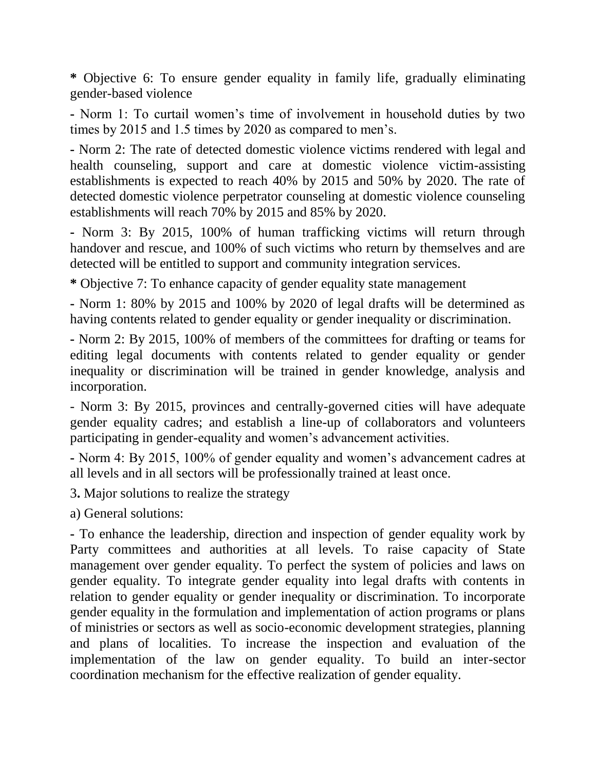**\*** Objective 6: To ensure gender equality in family life, gradually eliminating gender-based violence

- Norm 1: To curtail women's time of involvement in household duties by two times by 2015 and 1.5 times by 2020 as compared to men's.

- Norm 2: The rate of detected domestic violence victims rendered with legal and health counseling, support and care at domestic violence victim-assisting establishments is expected to reach 40% by 2015 and 50% by 2020. The rate of detected domestic violence perpetrator counseling at domestic violence counseling establishments will reach 70% by 2015 and 85% by 2020.

- Norm 3: By 2015, 100% of human trafficking victims will return through handover and rescue, and 100% of such victims who return by themselves and are detected will be entitled to support and community integration services.

**\*** Objective 7: To enhance capacity of gender equality state management

- Norm 1: 80% by 2015 and 100% by 2020 of legal drafts will be determined as having contents related to gender equality or gender inequality or discrimination.

- Norm 2: By 2015, 100% of members of the committees for drafting or teams for editing legal documents with contents related to gender equality or gender inequality or discrimination will be trained in gender knowledge, analysis and incorporation.

- Norm 3: By 2015, provinces and centrally-governed cities will have adequate gender equality cadres; and establish a line-up of collaborators and volunteers participating in gender-equality and women's advancement activities.

- Norm 4: By 2015, 100% of gender equality and women's advancement cadres at all levels and in all sectors will be professionally trained at least once.

3**.** Major solutions to realize the strategy

a) General solutions:

- To enhance the leadership, direction and inspection of gender equality work by Party committees and authorities at all levels. To raise capacity of State management over gender equality. To perfect the system of policies and laws on gender equality. To integrate gender equality into legal drafts with contents in relation to gender equality or gender inequality or discrimination. To incorporate gender equality in the formulation and implementation of action programs or plans of ministries or sectors as well as socio-economic development strategies, planning and plans of localities. To increase the inspection and evaluation of the implementation of the law on gender equality. To build an inter-sector coordination mechanism for the effective realization of gender equality.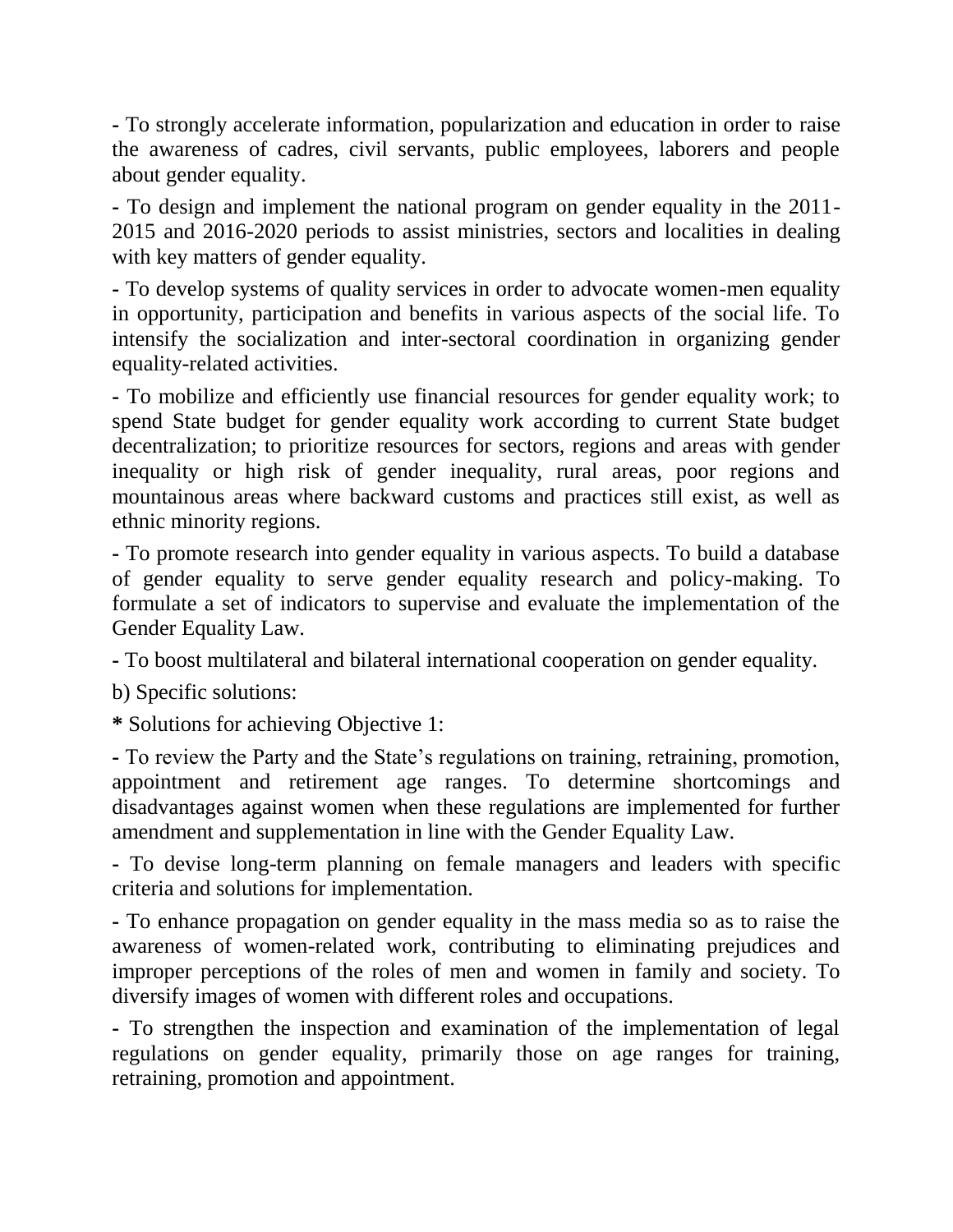- To strongly accelerate information, popularization and education in order to raise the awareness of cadres, civil servants, public employees, laborers and people about gender equality.

- To design and implement the national program on gender equality in the 2011-2015 and 2016-2020 periods to assist ministries, sectors and localities in dealing with key matters of gender equality.

- To develop systems of quality services in order to advocate women-men equality in opportunity, participation and benefits in various aspects of the social life. To intensify the socialization and inter-sectoral coordination in organizing gender equality-related activities.

- To mobilize and efficiently use financial resources for gender equality work; to spend State budget for gender equality work according to current State budget decentralization; to prioritize resources for sectors, regions and areas with gender inequality or high risk of gender inequality, rural areas, poor regions and mountainous areas where backward customs and practices still exist, as well as ethnic minority regions.

- To promote research into gender equality in various aspects. To build a database of gender equality to serve gender equality research and policy-making. To formulate a set of indicators to supervise and evaluate the implementation of the Gender Equality Law.

- To boost multilateral and bilateral international cooperation on gender equality.

b) Specific solutions:

* Solutions for achieving Objective 1:

- To review the Party and the State's regulations on training, retraining, promotion, appointment and retirement age ranges. To determine shortcomings and disadvantages against women when these regulations are implemented for further amendment and supplementation in line with the Gender Equality Law.

- To devise long-term planning on female managers and leaders with specific criteria and solutions for implementation.

- To enhance propagation on gender equality in the mass media so as to raise the awareness of women-related work, contributing to eliminating prejudices and improper perceptions of the roles of men and women in family and society. To diversify images of women with different roles and occupations.

- To strengthen the inspection and examination of the implementation of legal regulations on gender equality, primarily those on age ranges for training, retraining, promotion and appointment.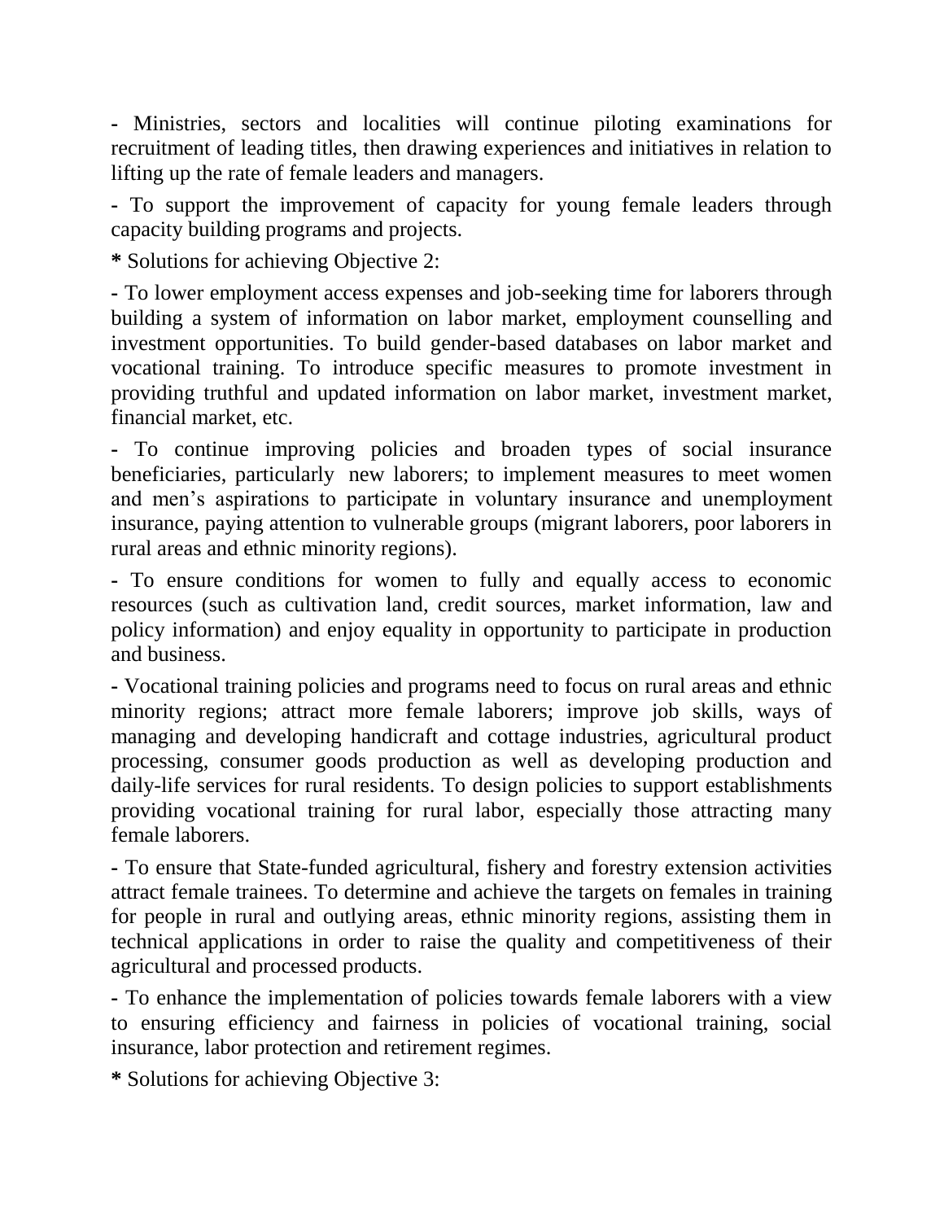- Ministries, sectors and localities will continue piloting examinations for recruitment of leading titles, then drawing experiences and initiatives in relation to lifting up the rate of female leaders and managers.

- To support the improvement of capacity for young female leaders through capacity building programs and projects.

**\*** Solutions for achieving Objective 2:

- To lower employment access expenses and job-seeking time for laborers through building a system of information on labor market, employment counselling and investment opportunities. To build gender-based databases on labor market and vocational training. To introduce specific measures to promote investment in providing truthful and updated information on labor market, investment market, financial market, etc.

- To continue improving policies and broaden types of social insurance beneficiaries, particularly new laborers; to implement measures to meet women and men's aspirations to participate in voluntary insurance and unemployment insurance, paying attention to vulnerable groups (migrant laborers, poor laborers in rural areas and ethnic minority regions).

- To ensure conditions for women to fully and equally access to economic resources (such as cultivation land, credit sources, market information, law and policy information) and enjoy equality in opportunity to participate in production and business.

- Vocational training policies and programs need to focus on rural areas and ethnic minority regions; attract more female laborers; improve job skills, ways of managing and developing handicraft and cottage industries, agricultural product processing, consumer goods production as well as developing production and daily-life services for rural residents. To design policies to support establishments providing vocational training for rural labor, especially those attracting many female laborers.

- To ensure that State-funded agricultural, fishery and forestry extension activities attract female trainees. To determine and achieve the targets on females in training for people in rural and outlying areas, ethnic minority regions, assisting them in technical applications in order to raise the quality and competitiveness of their agricultural and processed products.

- To enhance the implementation of policies towards female laborers with a view to ensuring efficiency and fairness in policies of vocational training, social insurance, labor protection and retirement regimes.

**\*** Solutions for achieving Objective 3: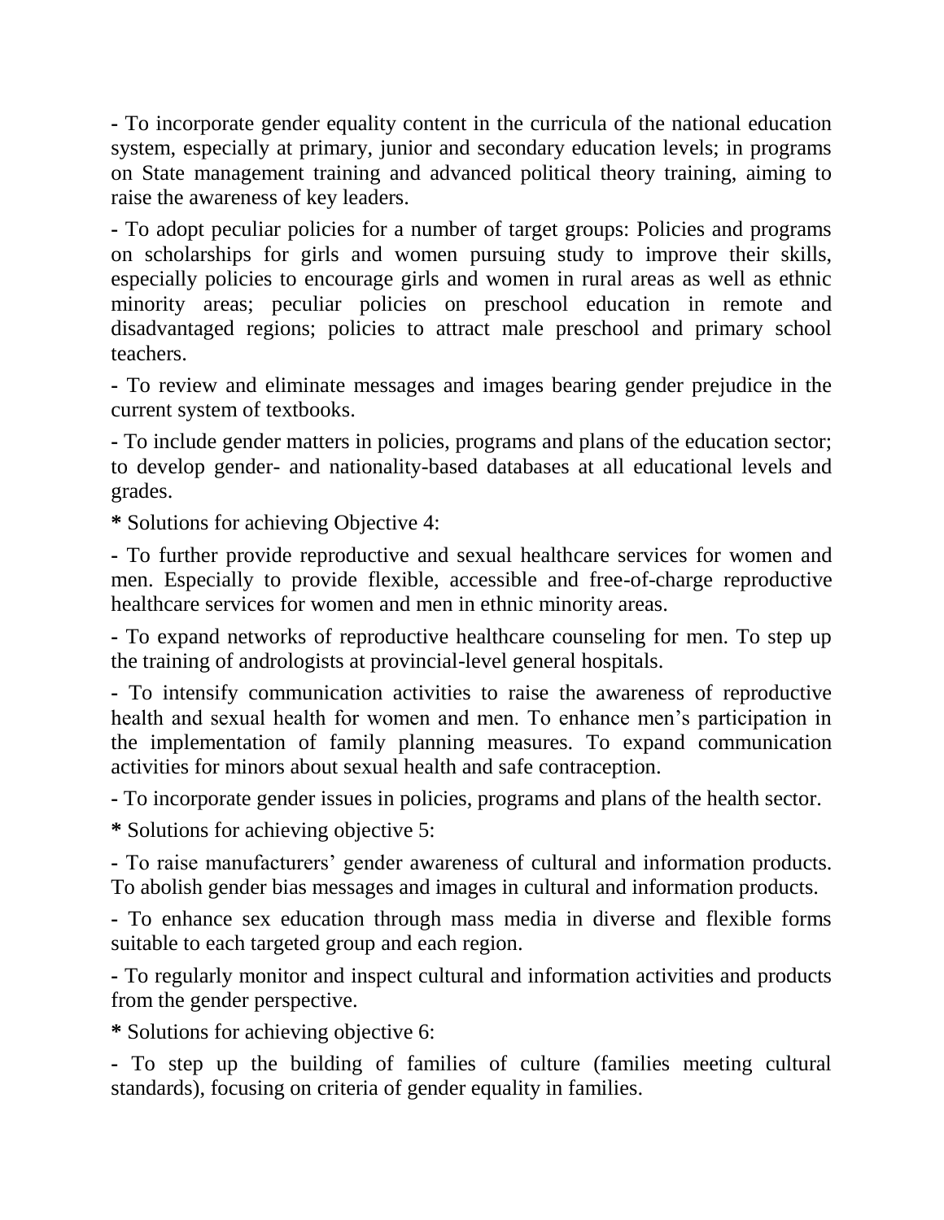- To incorporate gender equality content in the curricula of the national education system, especially at primary, junior and secondary education levels; in programs on State management training and advanced political theory training, aiming to raise the awareness of key leaders.

- To adopt peculiar policies for a number of target groups: Policies and programs on scholarships for girls and women pursuing study to improve their skills, especially policies to encourage girls and women in rural areas as well as ethnic minority areas; peculiar policies on preschool education in remote and disadvantaged regions; policies to attract male preschool and primary school teachers.

- To review and eliminate messages and images bearing gender prejudice in the current system of textbooks.

- To include gender matters in policies, programs and plans of the education sector; to develop gender- and nationality-based databases at all educational levels and grades.

**\*** Solutions for achieving Objective 4:

- To further provide reproductive and sexual healthcare services for women and men. Especially to provide flexible, accessible and free-of-charge reproductive healthcare services for women and men in ethnic minority areas.

- To expand networks of reproductive healthcare counseling for men. To step up the training of andrologists at provincial-level general hospitals.

- To intensify communication activities to raise the awareness of reproductive health and sexual health for women and men. To enhance men's participation in the implementation of family planning measures. To expand communication activities for minors about sexual health and safe contraception.

- To incorporate gender issues in policies, programs and plans of the health sector.

**\*** Solutions for achieving objective 5:

- To raise manufacturers' gender awareness of cultural and information products. To abolish gender bias messages and images in cultural and information products.

- To enhance sex education through mass media in diverse and flexible forms suitable to each targeted group and each region.

- To regularly monitor and inspect cultural and information activities and products from the gender perspective.

**\*** Solutions for achieving objective 6:

- To step up the building of families of culture (families meeting cultural standards), focusing on criteria of gender equality in families.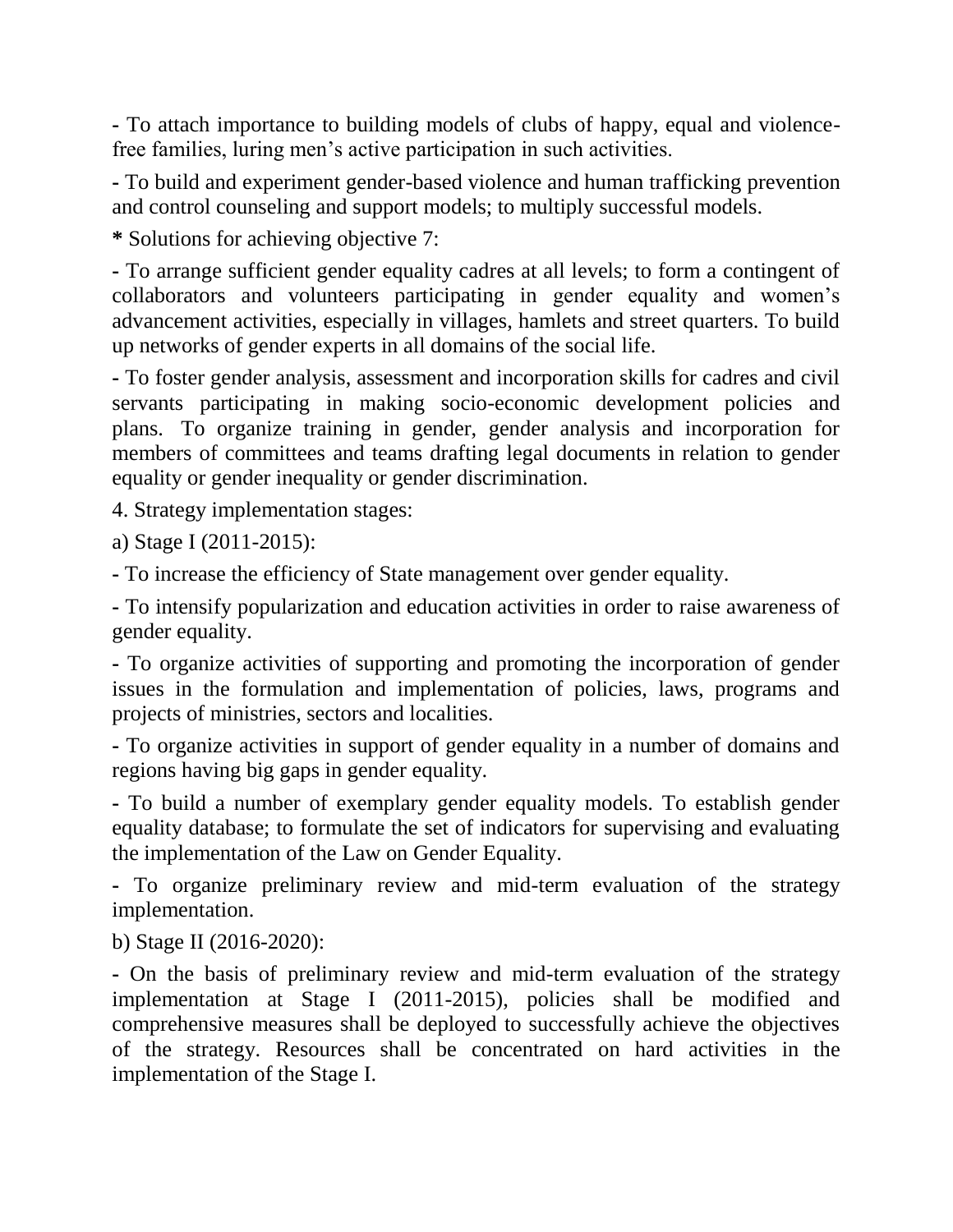- To attach importance to building models of clubs of happy, equal and violence-free families, luring men's active participation in such activities.

- To build and experiment gender-based violence and human trafficking prevention and control counseling and support models; to multiply successful models.

* Solutions for achieving objective 7:

- To arrange sufficient gender equality cadres at all levels; to form a contingent of collaborators and volunteers participating in gender equality and women's advancement activities, especially in villages, hamlets and street quarters. To build up networks of gender experts in all domains of the social life.

- To foster gender analysis, assessment and incorporation skills for cadres and civil servants participating in making socio-economic development policies and plans. To organize training in gender, gender analysis and incorporation for members of committees and teams drafting legal documents in relation to gender equality or gender inequality or gender discrimination.

4. Strategy implementation stages:

a) Stage I (2011-2015):

- To increase the efficiency of State management over gender equality.

- To intensify popularization and education activities in order to raise awareness of gender equality.

- To organize activities of supporting and promoting the incorporation of gender issues in the formulation and implementation of policies, laws, programs and projects of ministries, sectors and localities.

- To organize activities in support of gender equality in a number of domains and regions having big gaps in gender equality.

- To build a number of exemplary gender equality models. To establish gender equality database; to formulate the set of indicators for supervising and evaluating the implementation of the Law on Gender Equality.

- To organize preliminary review and mid-term evaluation of the strategy implementation.

b) Stage II (2016-2020):

- On the basis of preliminary review and mid-term evaluation of the strategy implementation at Stage I (2011-2015), policies shall be modified and comprehensive measures shall be deployed to successfully achieve the objectives of the strategy. Resources shall be concentrated on hard activities in the implementation of the Stage I.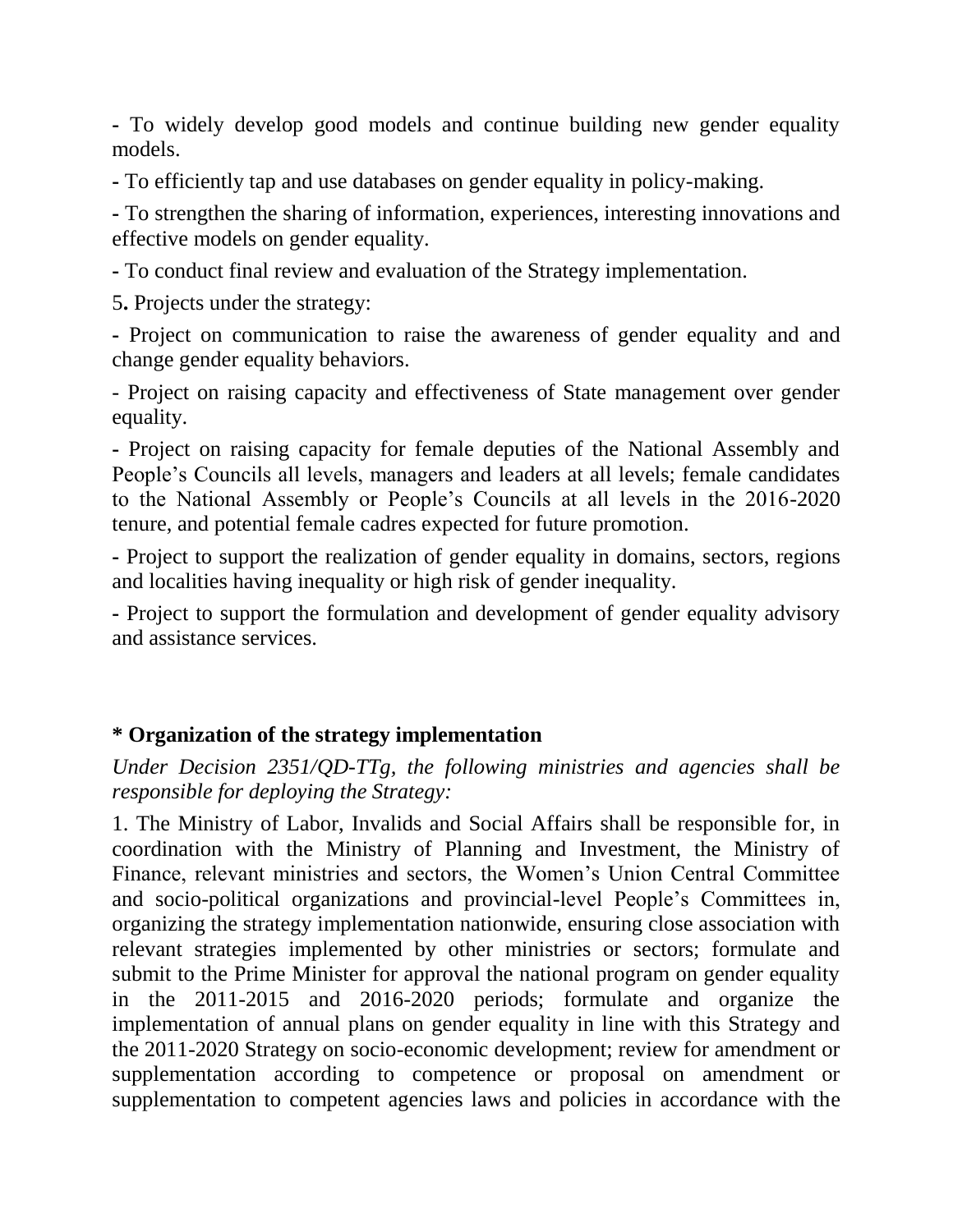- To widely develop good models and continue building new gender equality models.

- To efficiently tap and use databases on gender equality in policy-making.

- To strengthen the sharing of information, experiences, interesting innovations and effective models on gender equality.

- To conduct final review and evaluation of the Strategy implementation.

5**.** Projects under the strategy:

- Project on communication to raise the awareness of gender equality and and change gender equality behaviors.

- Project on raising capacity and effectiveness of State management over gender equality.

- Project on raising capacity for female deputies of the National Assembly and People's Councils all levels, managers and leaders at all levels; female candidates to the National Assembly or People's Councils at all levels in the 2016-2020 tenure, and potential female cadres expected for future promotion.

- Project to support the realization of gender equality in domains, sectors, regions and localities having inequality or high risk of gender inequality.

- Project to support the formulation and development of gender equality advisory and assistance services.

**\* Organization of the strategy implementation**

*Under Decision 2351/QD-TTg, the following ministries and agencies shall be responsible for deploying the Strategy:*

1. The Ministry of Labor, Invalids and Social Affairs shall be responsible for, in coordination with the Ministry of Planning and Investment, the Ministry of Finance, relevant ministries and sectors, the Women's Union Central Committee and socio-political organizations and provincial-level People's Committees in, organizing the strategy implementation nationwide, ensuring close association with relevant strategies implemented by other ministries or sectors; formulate and submit to the Prime Minister for approval the national program on gender equality in the 2011-2015 and 2016-2020 periods; formulate and organize the implementation of annual plans on gender equality in line with this Strategy and the 2011-2020 Strategy on socio-economic development; review for amendment or supplementation according to competence or proposal on amendment or supplementation to competent agencies laws and policies in accordance with the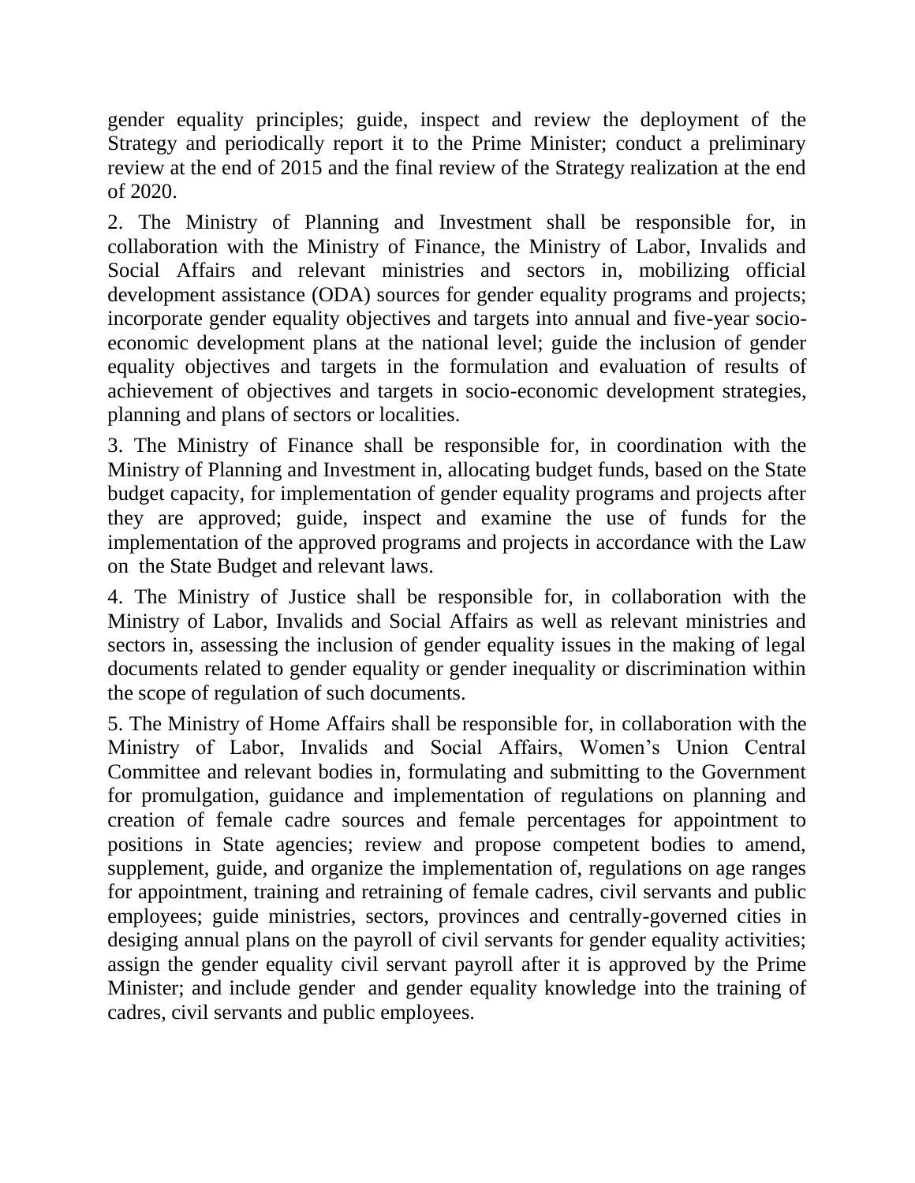gender equality principles; guide, inspect and review the deployment of the Strategy and periodically report it to the Prime Minister; conduct a preliminary review at the end of 2015 and the final review of the Strategy realization at the end of 2020.

2. The Ministry of Planning and Investment shall be responsible for, in collaboration with the Ministry of Finance, the Ministry of Labor, Invalids and Social Affairs and relevant ministries and sectors in, mobilizing official development assistance (ODA) sources for gender equality programs and projects; incorporate gender equality objectives and targets into annual and five-year socio-economic development plans at the national level; guide the inclusion of gender equality objectives and targets in the formulation and evaluation of results of achievement of objectives and targets in socio-economic development strategies, planning and plans of sectors or localities.

3. The Ministry of Finance shall be responsible for, in coordination with the Ministry of Planning and Investment in, allocating budget funds, based on the State budget capacity, for implementation of gender equality programs and projects after they are approved; guide, inspect and examine the use of funds for the implementation of the approved programs and projects in accordance with the Law on the State Budget and relevant laws.

4. The Ministry of Justice shall be responsible for, in collaboration with the Ministry of Labor, Invalids and Social Affairs as well as relevant ministries and sectors in, assessing the inclusion of gender equality issues in the making of legal documents related to gender equality or gender inequality or discrimination within the scope of regulation of such documents.

5. The Ministry of Home Affairs shall be responsible for, in collaboration with the Ministry of Labor, Invalids and Social Affairs, Women's Union Central Committee and relevant bodies in, formulating and submitting to the Government for promulgation, guidance and implementation of regulations on planning and creation of female cadre sources and female percentages for appointment to positions in State agencies; review and propose competent bodies to amend, supplement, guide, and organize the implementation of, regulations on age ranges for appointment, training and retraining of female cadres, civil servants and public employees; guide ministries, sectors, provinces and centrally-governed cities in desiging annual plans on the payroll of civil servants for gender equality activities; assign the gender equality civil servant payroll after it is approved by the Prime Minister; and include gender and gender equality knowledge into the training of cadres, civil servants and public employees.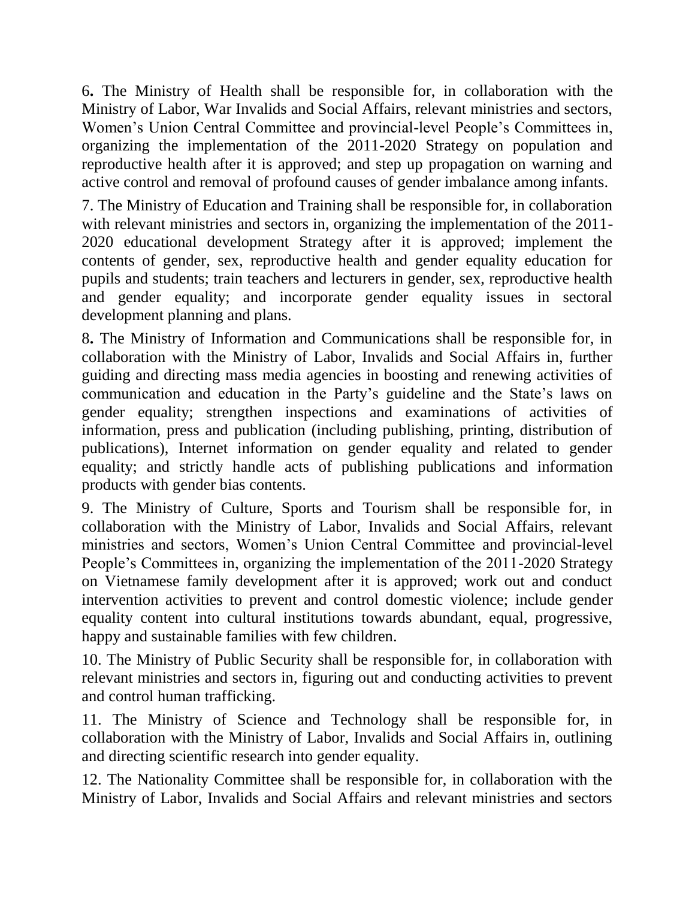6. The Ministry of Health shall be responsible for, in collaboration with the Ministry of Labor, War Invalids and Social Affairs, relevant ministries and sectors, Women's Union Central Committee and provincial-level People's Committees in, organizing the implementation of the 2011-2020 Strategy on population and reproductive health after it is approved; and step up propagation on warning and active control and removal of profound causes of gender imbalance among infants.

7. The Ministry of Education and Training shall be responsible for, in collaboration with relevant ministries and sectors in, organizing the implementation of the 2011-2020 educational development Strategy after it is approved; implement the contents of gender, sex, reproductive health and gender equality education for pupils and students; train teachers and lecturers in gender, sex, reproductive health and gender equality; and incorporate gender equality issues in sectoral development planning and plans.

8. The Ministry of Information and Communications shall be responsible for, in collaboration with the Ministry of Labor, Invalids and Social Affairs in, further guiding and directing mass media agencies in boosting and renewing activities of communication and education in the Party's guideline and the State's laws on gender equality; strengthen inspections and examinations of activities of information, press and publication (including publishing, printing, distribution of publications), Internet information on gender equality and related to gender equality; and strictly handle acts of publishing publications and information products with gender bias contents.

9. The Ministry of Culture, Sports and Tourism shall be responsible for, in collaboration with the Ministry of Labor, Invalids and Social Affairs, relevant ministries and sectors, Women's Union Central Committee and provincial-level People's Committees in, organizing the implementation of the 2011-2020 Strategy on Vietnamese family development after it is approved; work out and conduct intervention activities to prevent and control domestic violence; include gender equality content into cultural institutions towards abundant, equal, progressive, happy and sustainable families with few children.

10. The Ministry of Public Security shall be responsible for, in collaboration with relevant ministries and sectors in, figuring out and conducting activities to prevent and control human trafficking.

11. The Ministry of Science and Technology shall be responsible for, in collaboration with the Ministry of Labor, Invalids and Social Affairs in, outlining and directing scientific research into gender equality.

12. The Nationality Committee shall be responsible for, in collaboration with the Ministry of Labor, Invalids and Social Affairs and relevant ministries and sectors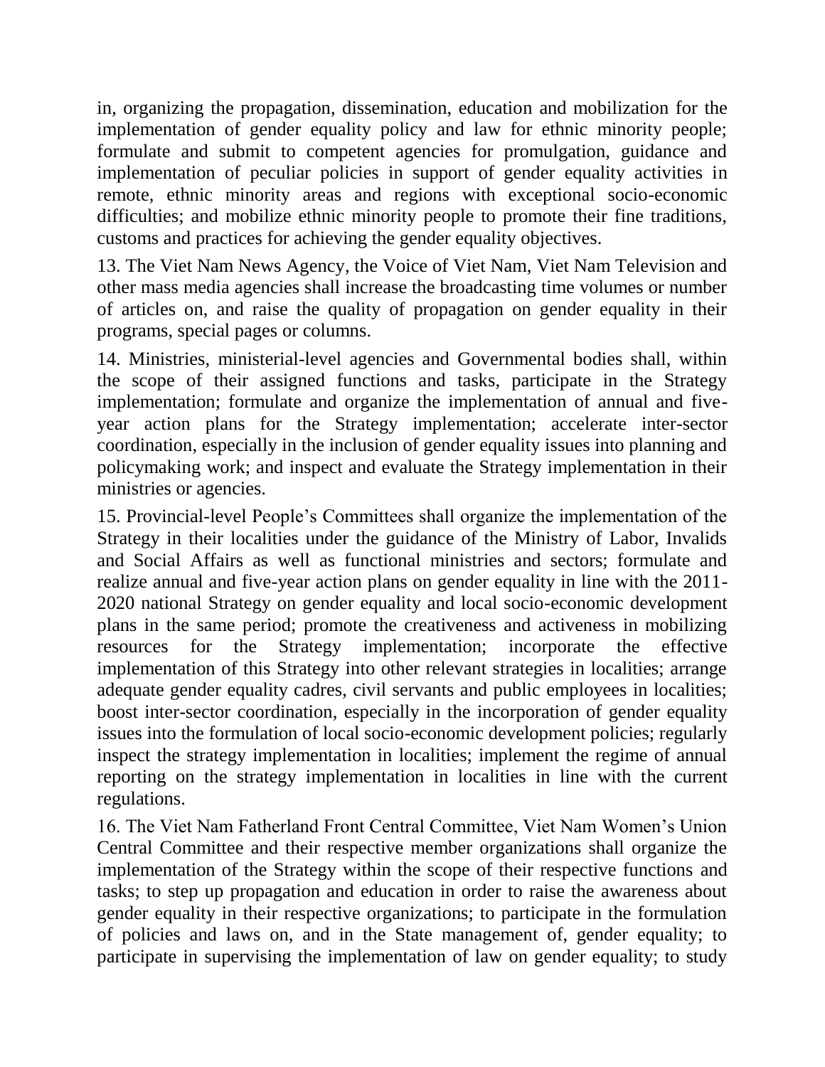in, organizing the propagation, dissemination, education and mobilization for the implementation of gender equality policy and law for ethnic minority people; formulate and submit to competent agencies for promulgation, guidance and implementation of peculiar policies in support of gender equality activities in remote, ethnic minority areas and regions with exceptional socio-economic difficulties; and mobilize ethnic minority people to promote their fine traditions, customs and practices for achieving the gender equality objectives.

13. The Viet Nam News Agency, the Voice of Viet Nam, Viet Nam Television and other mass media agencies shall increase the broadcasting time volumes or number of articles on, and raise the quality of propagation on gender equality in their programs, special pages or columns.

14. Ministries, ministerial-level agencies and Governmental bodies shall, within the scope of their assigned functions and tasks, participate in the Strategy implementation; formulate and organize the implementation of annual and five-year action plans for the Strategy implementation; accelerate inter-sector coordination, especially in the inclusion of gender equality issues into planning and policymaking work; and inspect and evaluate the Strategy implementation in their ministries or agencies.

15. Provincial-level People's Committees shall organize the implementation of the Strategy in their localities under the guidance of the Ministry of Labor, Invalids and Social Affairs as well as functional ministries and sectors; formulate and realize annual and five-year action plans on gender equality in line with the 2011-2020 national Strategy on gender equality and local socio-economic development plans in the same period; promote the creativeness and activeness in mobilizing resources for the Strategy implementation; incorporate the effective implementation of this Strategy into other relevant strategies in localities; arrange adequate gender equality cadres, civil servants and public employees in localities; boost inter-sector coordination, especially in the incorporation of gender equality issues into the formulation of local socio-economic development policies; regularly inspect the strategy implementation in localities; implement the regime of annual reporting on the strategy implementation in localities in line with the current regulations.

16. The Viet Nam Fatherland Front Central Committee, Viet Nam Women's Union Central Committee and their respective member organizations shall organize the implementation of the Strategy within the scope of their respective functions and tasks; to step up propagation and education in order to raise the awareness about gender equality in their respective organizations; to participate in the formulation of policies and laws on, and in the State management of, gender equality; to participate in supervising the implementation of law on gender equality; to study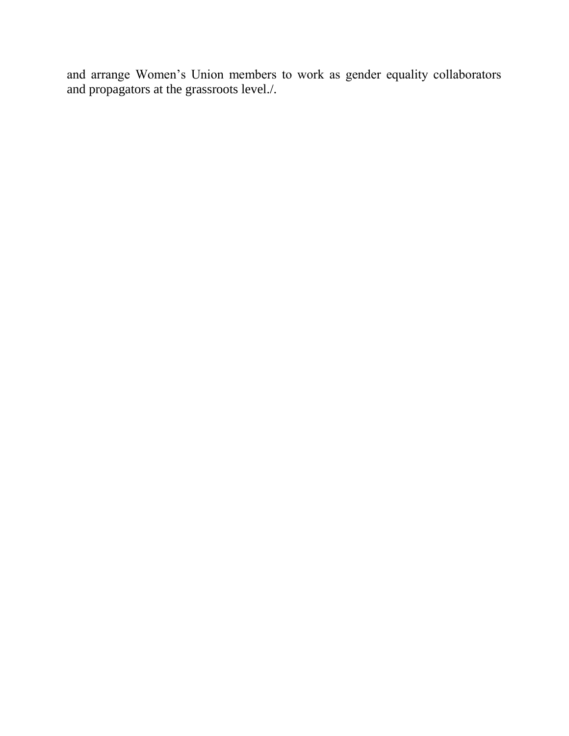and arrange Women's Union members to work as gender equality collaborators and propagators at the grassroots level./.